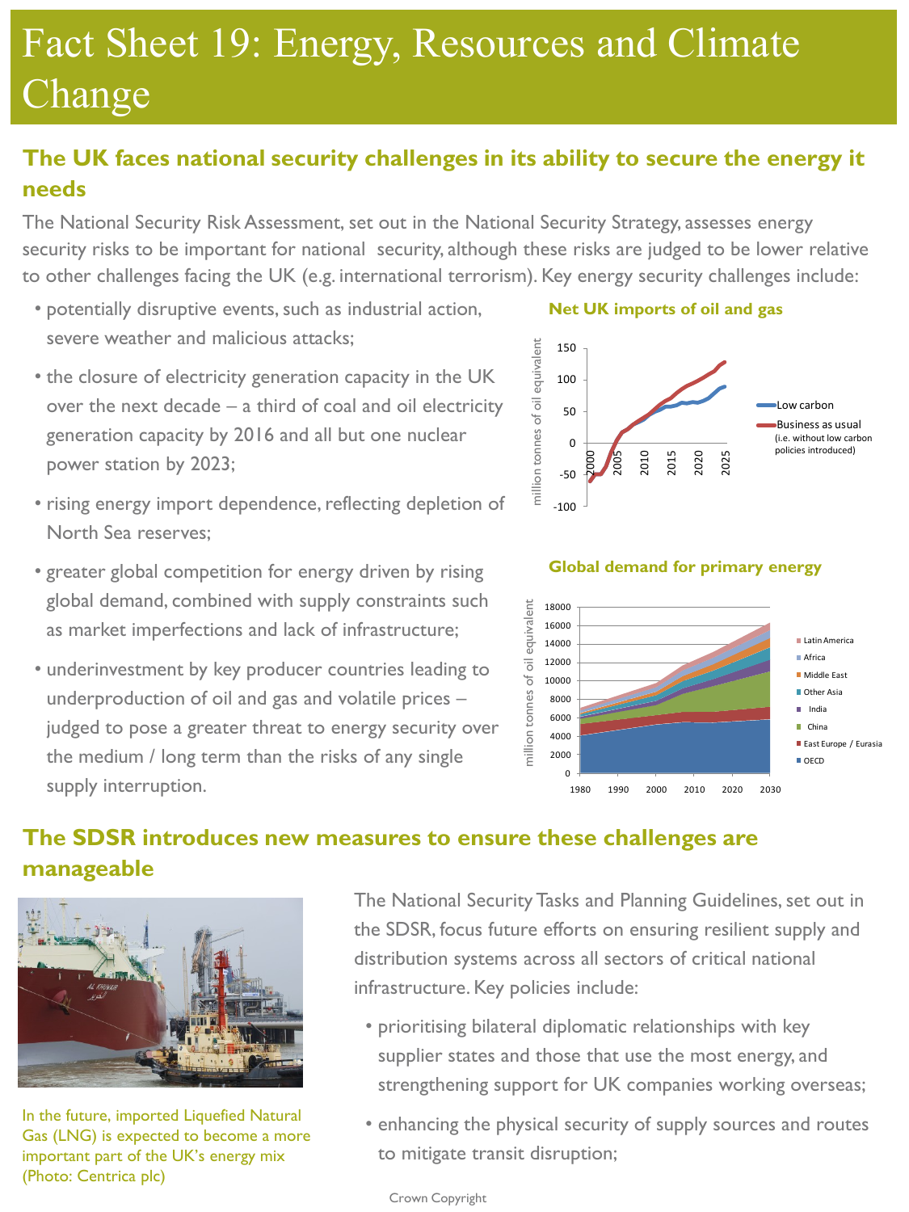# Fact Sheet 19: Energy, Resources and Climate Change

## The UK faces national security challenges in its ability to secure the energy it needs

The National Security Risk Assessment, set out in the National Security Strategy, assesses energy security risks to be important for national security, although these risks are judged to be lower relative to other challenges facing the UK (e.g. international terrorism). Key energy security challenges include:

- potentially disruptive events, such as industrial action, severe weather and malicious attacks;
- the closure of electricity generation capacity in the UK over the next decade – a third of coal and oil electricity generation capacity by 2016 and all but one nuclear power station by 2023;
- rising energy import dependence, reflecting depletion of North Sea reserves;
- greater global competition for energy driven by rising global demand, combined with supply constraints such as market imperfections and lack of infrastructure;
- underinvestment by key producer countries leading to underproduction of oil and gas and volatile prices – judged to pose a greater threat to energy security over the medium / long term than the risks of any single supply interruption.

**Net UK imports of oil and gas**

**Global demand for primary energy**

## The SDSR introduces new measures to ensure these challenges are manageable

In the future, imported Liquefied Natural Gas (LNG) is expected to become a more important part of the UK's energy mix (Photo: Centrica plc)

The National Security Tasks and Planning Guidelines, set out in the SDSR, focus future efforts on ensuring resilient supply and distribution systems across all sectors of critical national infrastructure. Key policies include:

- prioritising bilateral diplomatic relationships with key supplier states and those that use the most energy, and strengthening support for UK companies working overseas;
- enhancing the physical security of supply sources and routes to mitigate transit disruption;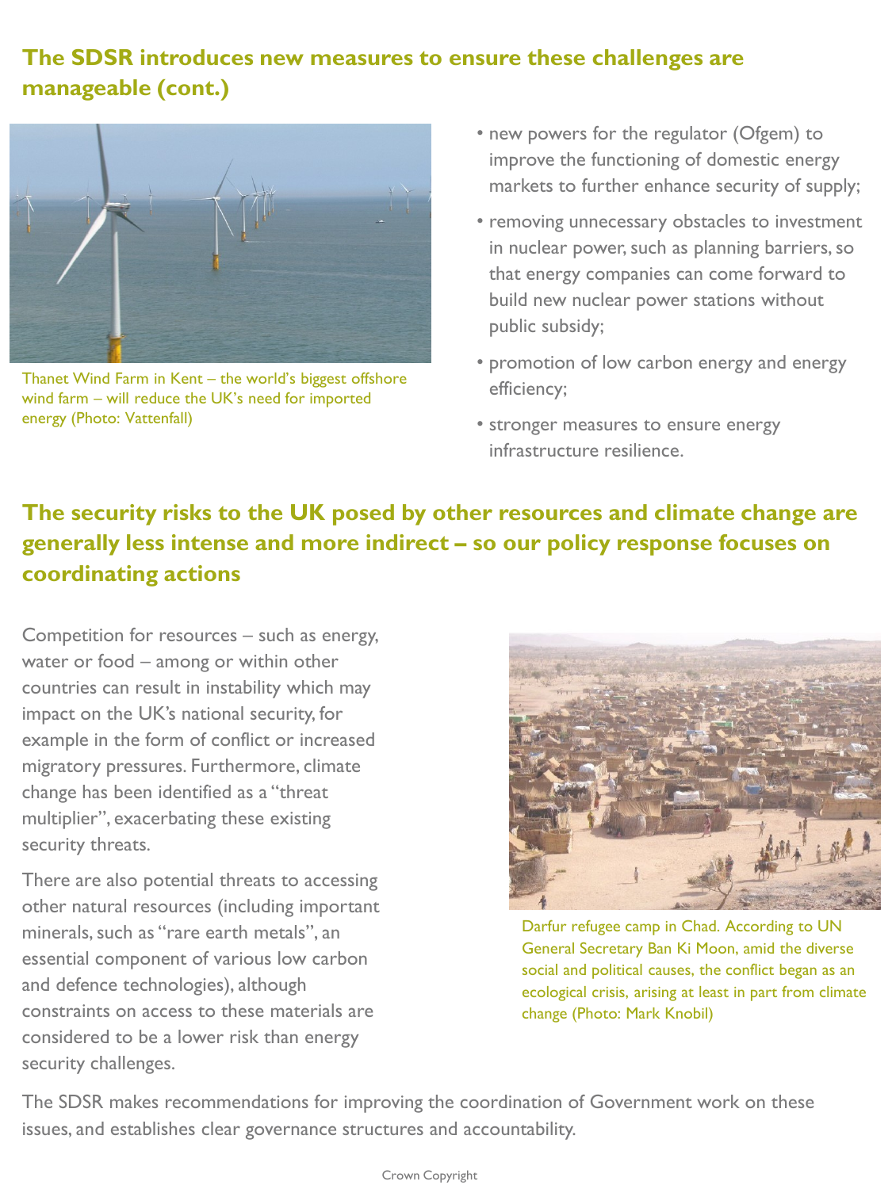## The SDSR introduces new measures to ensure these challenges are manageable (cont.)

Thanet Wind Farm in Kent – the world's biggest offshore wind farm – will reduce the UK's need for imported energy (Photo: Vattenfall)

- new powers for the regulator (Ofgem) to improve the functioning of domestic energy markets to further enhance security of supply;
- removing unnecessary obstacles to investment in nuclear power, such as planning barriers, so that energy companies can come forward to build new nuclear power stations without public subsidy;
- promotion of low carbon energy and energy efficiency;
- stronger measures to ensure energy infrastructure resilience.

## The security risks to the UK posed by other resources and climate change are generally less intense and more indirect – so our policy response focuses on coordinating actions

Competition for resources – such as energy, water or food – among or within other countries can result in instability which may impact on the UK's national security, for example in the form of conflict or increased migratory pressures. Furthermore, climate change has been identified as a "threat multiplier", exacerbating these existing security threats.

There are also potential threats to accessing other natural resources (including important minerals, such as "rare earth metals", an essential component of various low carbon and defence technologies), although constraints on access to these materials are considered to be a lower risk than energy security challenges.

Darfur refugee camp in Chad. According to UN General Secretary Ban Ki Moon, amid the diverse social and political causes, the conflict began as an ecological crisis, arising at least in part from climate change (Photo: Mark Knobil)

The SDSR makes recommendations for improving the coordination of Government work on these issues, and establishes clear governance structures and accountability.

Crown Copyright